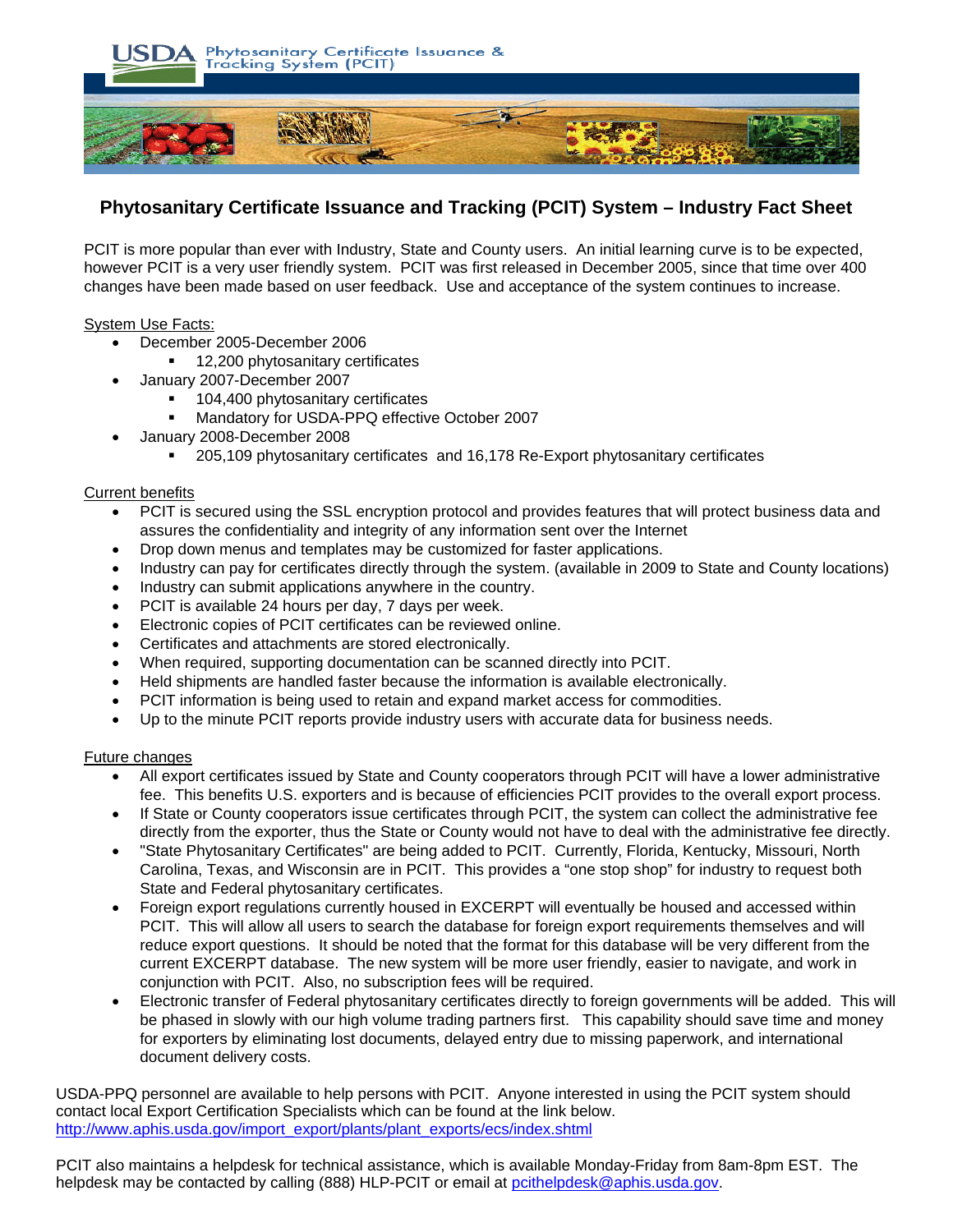USDA Phytosanitary Certificate Issuance & Tracking System (PCIT)

# Phytosanitary Certificate Issuance and Tracking (PCIT) System – Industry Fact Sheet

PCIT is more popular than ever with Industry, State and County users. An initial learning curve is to be expected, however PCIT is a very user friendly system. PCIT was first released in December 2005, since that time over 400 changes have been made based on user feedback. Use and acceptance of the system continues to increase.

<u>System Use Facts:</u>

- December 2005-December 2006
  - 12,200 phytosanitary certificates
- January 2007-December 2007
  - 104,400 phytosanitary certificates
  - Mandatory for USDA-PPQ effective October 2007
- January 2008-December 2008
  - 205,109 phytosanitary certificates and 16,178 Re-Export phytosanitary certificates

<u>Current benefits</u>

- PCIT is secured using the SSL encryption protocol and provides features that will protect business data and assures the confidentiality and integrity of any information sent over the Internet
- Drop down menus and templates may be customized for faster applications.
- Industry can pay for certificates directly through the system. (available in 2009 to State and County locations)
- Industry can submit applications anywhere in the country.
- PCIT is available 24 hours per day, 7 days per week.
- Electronic copies of PCIT certificates can be reviewed online.
- Certificates and attachments are stored electronically.
- When required, supporting documentation can be scanned directly into PCIT.
- Held shipments are handled faster because the information is available electronically.
- PCIT information is being used to retain and expand market access for commodities.
- Up to the minute PCIT reports provide industry users with accurate data for business needs.

<u>Future changes</u>

- All export certificates issued by State and County cooperators through PCIT will have a lower administrative fee. This benefits U.S. exporters and is because of efficiencies PCIT provides to the overall export process.
- If State or County cooperators issue certificates through PCIT, the system can collect the administrative fee directly from the exporter, thus the State or County would not have to deal with the administrative fee directly.
- "State Phytosanitary Certificates" are being added to PCIT. Currently, Florida, Kentucky, Missouri, North Carolina, Texas, and Wisconsin are in PCIT. This provides a "one stop shop" for industry to request both State and Federal phytosanitary certificates.
- Foreign export regulations currently housed in EXCERPT will eventually be housed and accessed within PCIT. This will allow all users to search the database for foreign export requirements themselves and will reduce export questions. It should be noted that the format for this database will be very different from the current EXCERPT database. The new system will be more user friendly, easier to navigate, and work in conjunction with PCIT. Also, no subscription fees will be required.
- Electronic transfer of Federal phytosanitary certificates directly to foreign governments will be added. This will be phased in slowly with our high volume trading partners first. This capability should save time and money for exporters by eliminating lost documents, delayed entry due to missing paperwork, and international document delivery costs.

USDA-PPQ personnel are available to help persons with PCIT. Anyone interested in using the PCIT system should contact local Export Certification Specialists which can be found at the link below.
http://www.aphis.usda.gov/import_export/plants/plant_exports/ecs/index.shtml

PCIT also maintains a helpdesk for technical assistance, which is available Monday-Friday from 8am-8pm EST. The helpdesk may be contacted by calling (888) HLP-PCIT or email at pcithelpdesk@aphis.usda.gov.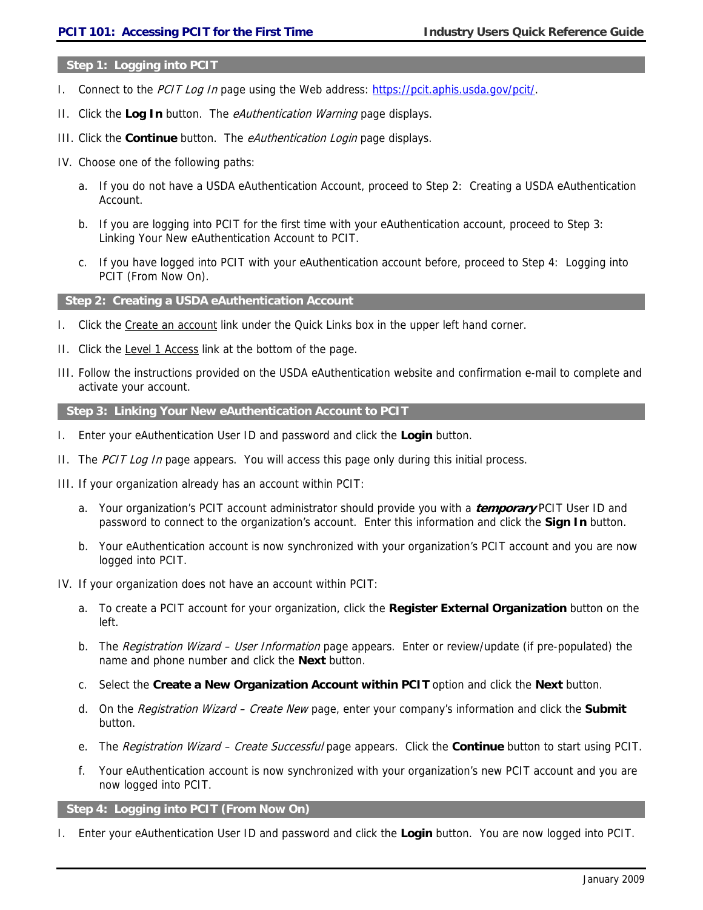## Step 1: Logging into PCIT

I. Connect to the *PCIT Log In* page using the Web address: https://pcit.aphis.usda.gov/pcit/.

II. Click the **Log In** button. The *eAuthentication Warning* page displays.

III. Click the **Continue** button. The *eAuthentication Login* page displays.

IV. Choose one of the following paths:

   a. If you do not have a USDA eAuthentication Account, proceed to Step 2: Creating a USDA eAuthentication Account.

   b. If you are logging into PCIT for the first time with your eAuthentication account, proceed to Step 3: Linking Your New eAuthentication Account to PCIT.

   c. If you have logged into PCIT with your eAuthentication account before, proceed to Step 4: Logging into PCIT (From Now On).

## Step 2: Creating a USDA eAuthentication Account

I. Click the Create an account link under the Quick Links box in the upper left hand corner.

II. Click the Level 1 Access link at the bottom of the page.

III. Follow the instructions provided on the USDA eAuthentication website and confirmation e-mail to complete and activate your account.

## Step 3: Linking Your New eAuthentication Account to PCIT

I. Enter your eAuthentication User ID and password and click the **Login** button.

II. The *PCIT Log In* page appears. You will access this page only during this initial process.

III. If your organization already has an account within PCIT:

   a. Your organization's PCIT account administrator should provide you with a ***temporary*** PCIT User ID and password to connect to the organization's account. Enter this information and click the **Sign In** button.

   b. Your eAuthentication account is now synchronized with your organization's PCIT account and you are now logged into PCIT.

IV. If your organization does not have an account within PCIT:

   a. To create a PCIT account for your organization, click the **Register External Organization** button on the left.

   b. The *Registration Wizard – User Information* page appears. Enter or review/update (if pre-populated) the name and phone number and click the **Next** button.

   c. Select the **Create a New Organization Account within PCIT** option and click the **Next** button.

   d. On the *Registration Wizard – Create New* page, enter your company's information and click the **Submit** button.

   e. The *Registration Wizard – Create Successful* page appears. Click the **Continue** button to start using PCIT.

   f. Your eAuthentication account is now synchronized with your organization's new PCIT account and you are now logged into PCIT.

## Step 4: Logging into PCIT (From Now On)

I. Enter your eAuthentication User ID and password and click the **Login** button. You are now logged into PCIT.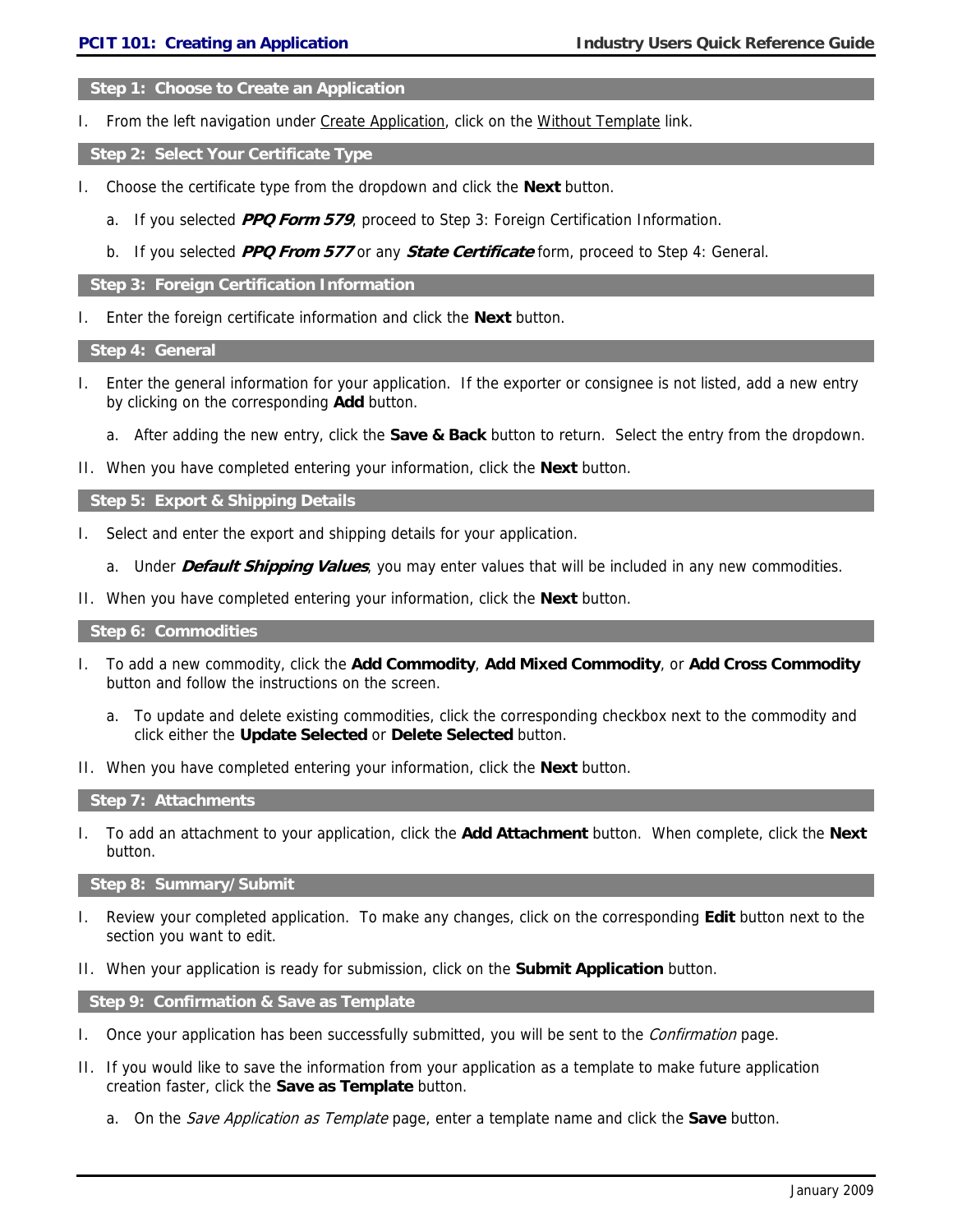## Step 1: Choose to Create an Application

I. From the left navigation under Create Application, click on the Without Template link.

## Step 2: Select Your Certificate Type

I. Choose the certificate type from the dropdown and click the **Next** button.

   a. If you selected ***PPQ Form 579***, proceed to Step 3: Foreign Certification Information.

   b. If you selected ***PPQ From 577*** or any ***State Certificate*** form, proceed to Step 4: General.

## Step 3: Foreign Certification Information

I. Enter the foreign certificate information and click the **Next** button.

## Step 4: General

I. Enter the general information for your application. If the exporter or consignee is not listed, add a new entry by clicking on the corresponding **Add** button.

   a. After adding the new entry, click the **Save & Back** button to return. Select the entry from the dropdown.

II. When you have completed entering your information, click the **Next** button.

## Step 5: Export & Shipping Details

I. Select and enter the export and shipping details for your application.

   a. Under ***Default Shipping Values***, you may enter values that will be included in any new commodities.

II. When you have completed entering your information, click the **Next** button.

## Step 6: Commodities

I. To add a new commodity, click the **Add Commodity**, **Add Mixed Commodity**, or **Add Cross Commodity** button and follow the instructions on the screen.

   a. To update and delete existing commodities, click the corresponding checkbox next to the commodity and click either the **Update Selected** or **Delete Selected** button.

II. When you have completed entering your information, click the **Next** button.

## Step 7: Attachments

I. To add an attachment to your application, click the **Add Attachment** button. When complete, click the **Next** button.

## Step 8: Summary/Submit

I. Review your completed application. To make any changes, click on the corresponding **Edit** button next to the section you want to edit.

II. When your application is ready for submission, click on the **Submit Application** button.

## Step 9: Confirmation & Save as Template

I. Once your application has been successfully submitted, you will be sent to the *Confirmation* page.

II. If you would like to save the information from your application as a template to make future application creation faster, click the **Save as Template** button.

   a. On the *Save Application as Template* page, enter a template name and click the **Save** button.